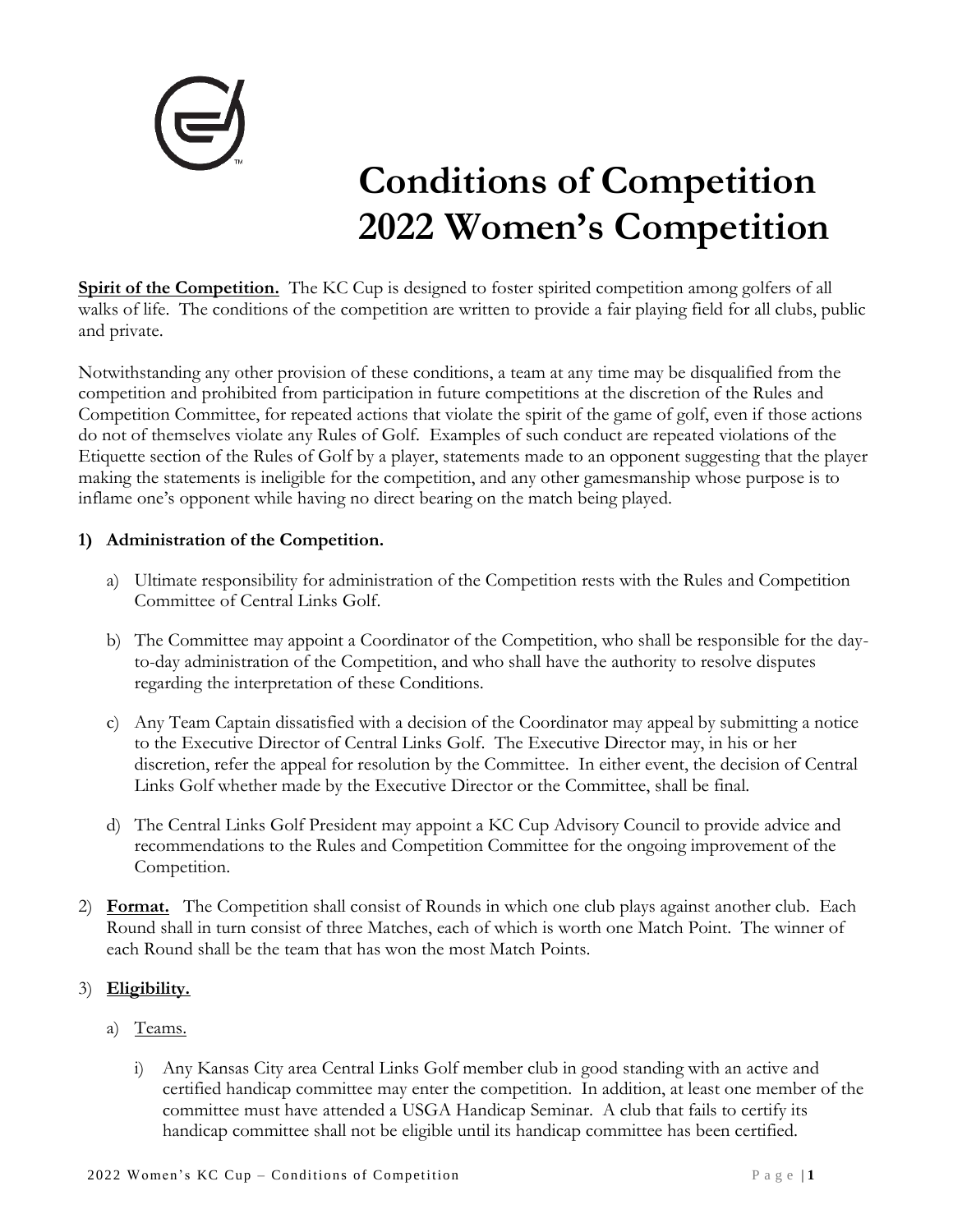# Conditions of Competition 2022 Women's Competition

**Spirit of the Competition.** The KC Cup is designed to foster spirited competition among golfers of all walks of life. The conditions of the competition are written to provide a fair playing field for all clubs, public and private.

Notwithstanding any other provision of these conditions, a team at any time may be disqualified from the competition and prohibited from participation in future competitions at the discretion of the Rules and Competition Committee, for repeated actions that violate the spirit of the game of golf, even if those actions do not of themselves violate any Rules of Golf. Examples of such conduct are repeated violations of the Etiquette section of the Rules of Golf by a player, statements made to an opponent suggesting that the player making the statements is ineligible for the competition, and any other gamesmanship whose purpose is to inflame one's opponent while having no direct bearing on the match being played.

1) **Administration of the Competition.**

   a) Ultimate responsibility for administration of the Competition rests with the Rules and Competition Committee of Central Links Golf.

   b) The Committee may appoint a Coordinator of the Competition, who shall be responsible for the day-to-day administration of the Competition, and who shall have the authority to resolve disputes regarding the interpretation of these Conditions.

   c) Any Team Captain dissatisfied with a decision of the Coordinator may appeal by submitting a notice to the Executive Director of Central Links Golf. The Executive Director may, in his or her discretion, refer the appeal for resolution by the Committee. In either event, the decision of Central Links Golf whether made by the Executive Director or the Committee, shall be final.

   d) The Central Links Golf President may appoint a KC Cup Advisory Council to provide advice and recommendations to the Rules and Competition Committee for the ongoing improvement of the Competition.

2) **Format.** The Competition shall consist of Rounds in which one club plays against another club. Each Round shall in turn consist of three Matches, each of which is worth one Match Point. The winner of each Round shall be the team that has won the most Match Points.

3) **Eligibility.**

   a) Teams.

      i) Any Kansas City area Central Links Golf member club in good standing with an active and certified handicap committee may enter the competition. In addition, at least one member of the committee must have attended a USGA Handicap Seminar. A club that fails to certify its handicap committee shall not be eligible until its handicap committee has been certified.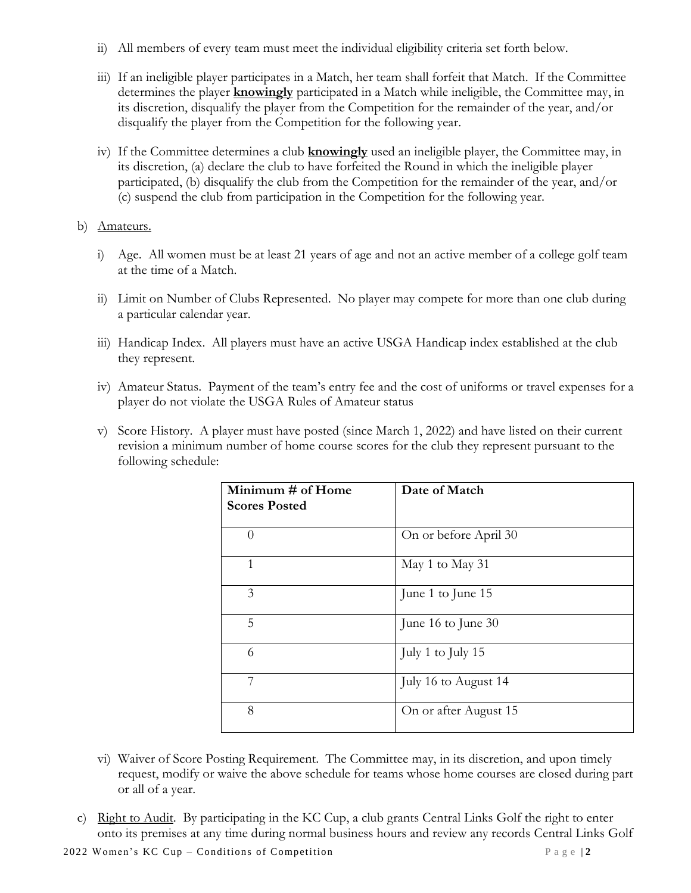ii) All members of every team must meet the individual eligibility criteria set forth below.

iii) If an ineligible player participates in a Match, her team shall forfeit that Match. If the Committee determines the player **knowingly** participated in a Match while ineligible, the Committee may, in its discretion, disqualify the player from the Competition for the remainder of the year, and/or disqualify the player from the Competition for the following year.

iv) If the Committee determines a club **knowingly** used an ineligible player, the Committee may, in its discretion, (a) declare the club to have forfeited the Round in which the ineligible player participated, (b) disqualify the club from the Competition for the remainder of the year, and/or (c) suspend the club from participation in the Competition for the following year.

b) Amateurs.

i) Age. All women must be at least 21 years of age and not an active member of a college golf team at the time of a Match.

ii) Limit on Number of Clubs Represented. No player may compete for more than one club during a particular calendar year.

iii) Handicap Index. All players must have an active USGA Handicap index established at the club they represent.

iv) Amateur Status. Payment of the team's entry fee and the cost of uniforms or travel expenses for a player do not violate the USGA Rules of Amateur status

v) Score History. A player must have posted (since March 1, 2022) and have listed on their current revision a minimum number of home course scores for the club they represent pursuant to the following schedule:

| Minimum # of Home Scores Posted | Date of Match |
|---|---|
| 0 | On or before April 30 |
| 1 | May 1 to May 31 |
| 3 | June 1 to June 15 |
| 5 | June 16 to June 30 |
| 6 | July 1 to July 15 |
| 7 | July 16 to August 14 |
| 8 | On or after August 15 |

vi) Waiver of Score Posting Requirement. The Committee may, in its discretion, and upon timely request, modify or waive the above schedule for teams whose home courses are closed during part or all of a year.

c) Right to Audit. By participating in the KC Cup, a club grants Central Links Golf the right to enter onto its premises at any time during normal business hours and review any records Central Links Golf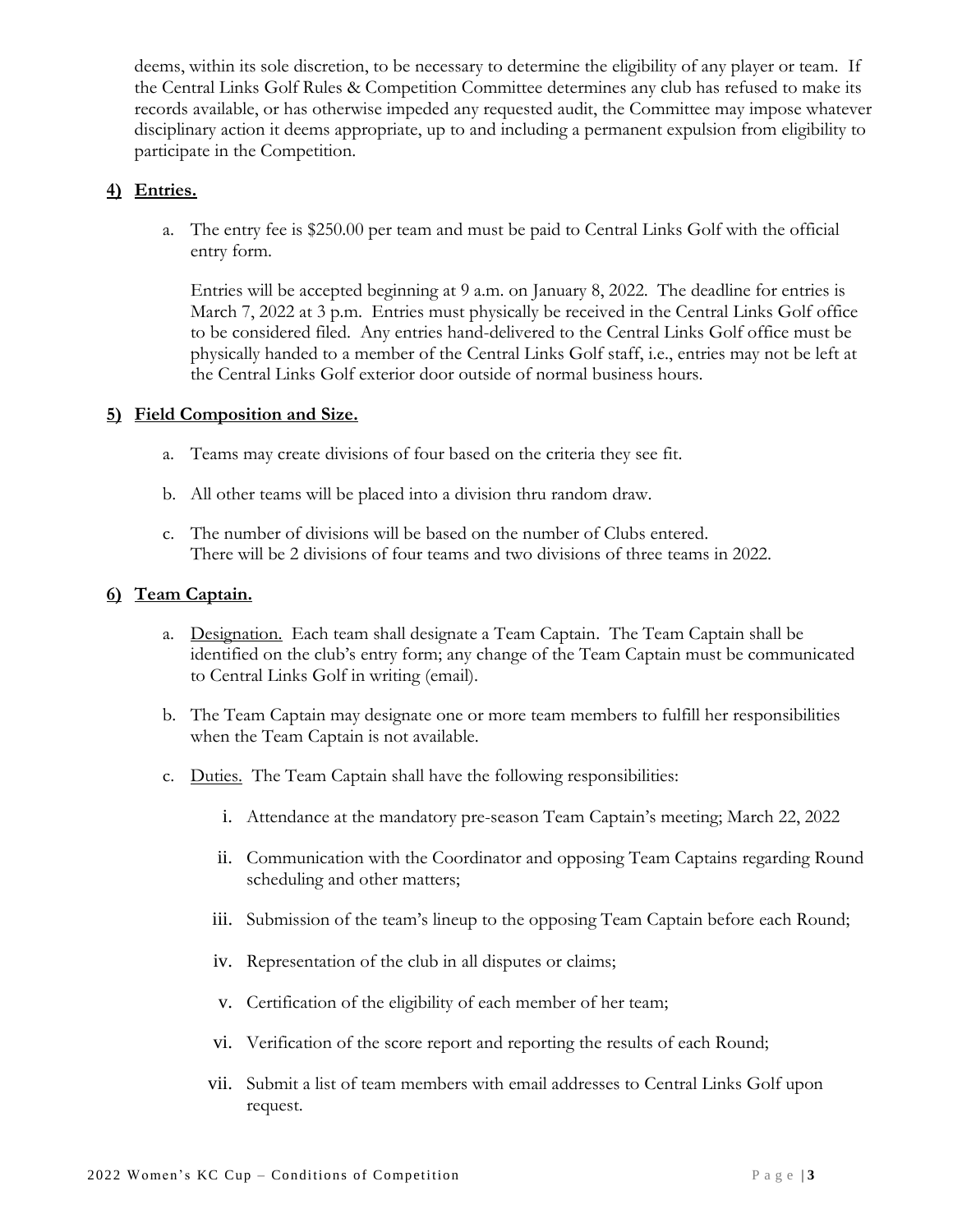deems, within its sole discretion, to be necessary to determine the eligibility of any player or team. If the Central Links Golf Rules & Competition Committee determines any club has refused to make its records available, or has otherwise impeded any requested audit, the Committee may impose whatever disciplinary action it deems appropriate, up to and including a permanent expulsion from eligibility to participate in the Competition.

## 4) Entries.

a. The entry fee is $250.00 per team and must be paid to Central Links Golf with the official entry form.

   Entries will be accepted beginning at 9 a.m. on January 8, 2022. The deadline for entries is March 7, 2022 at 3 p.m. Entries must physically be received in the Central Links Golf office to be considered filed. Any entries hand-delivered to the Central Links Golf office must be physically handed to a member of the Central Links Golf staff, i.e., entries may not be left at the Central Links Golf exterior door outside of normal business hours.

## 5) Field Composition and Size.

a. Teams may create divisions of four based on the criteria they see fit.

b. All other teams will be placed into a division thru random draw.

c. The number of divisions will be based on the number of Clubs entered.
   There will be 2 divisions of four teams and two divisions of three teams in 2022.

## 6) Team Captain.

a. Designation. Each team shall designate a Team Captain. The Team Captain shall be identified on the club's entry form; any change of the Team Captain must be communicated to Central Links Golf in writing (email).

b. The Team Captain may designate one or more team members to fulfill her responsibilities when the Team Captain is not available.

c. Duties. The Team Captain shall have the following responsibilities:

   i. Attendance at the mandatory pre-season Team Captain's meeting; March 22, 2022

   ii. Communication with the Coordinator and opposing Team Captains regarding Round scheduling and other matters;

   iii. Submission of the team's lineup to the opposing Team Captain before each Round;

   iv. Representation of the club in all disputes or claims;

   v. Certification of the eligibility of each member of her team;

   vi. Verification of the score report and reporting the results of each Round;

   vii. Submit a list of team members with email addresses to Central Links Golf upon request.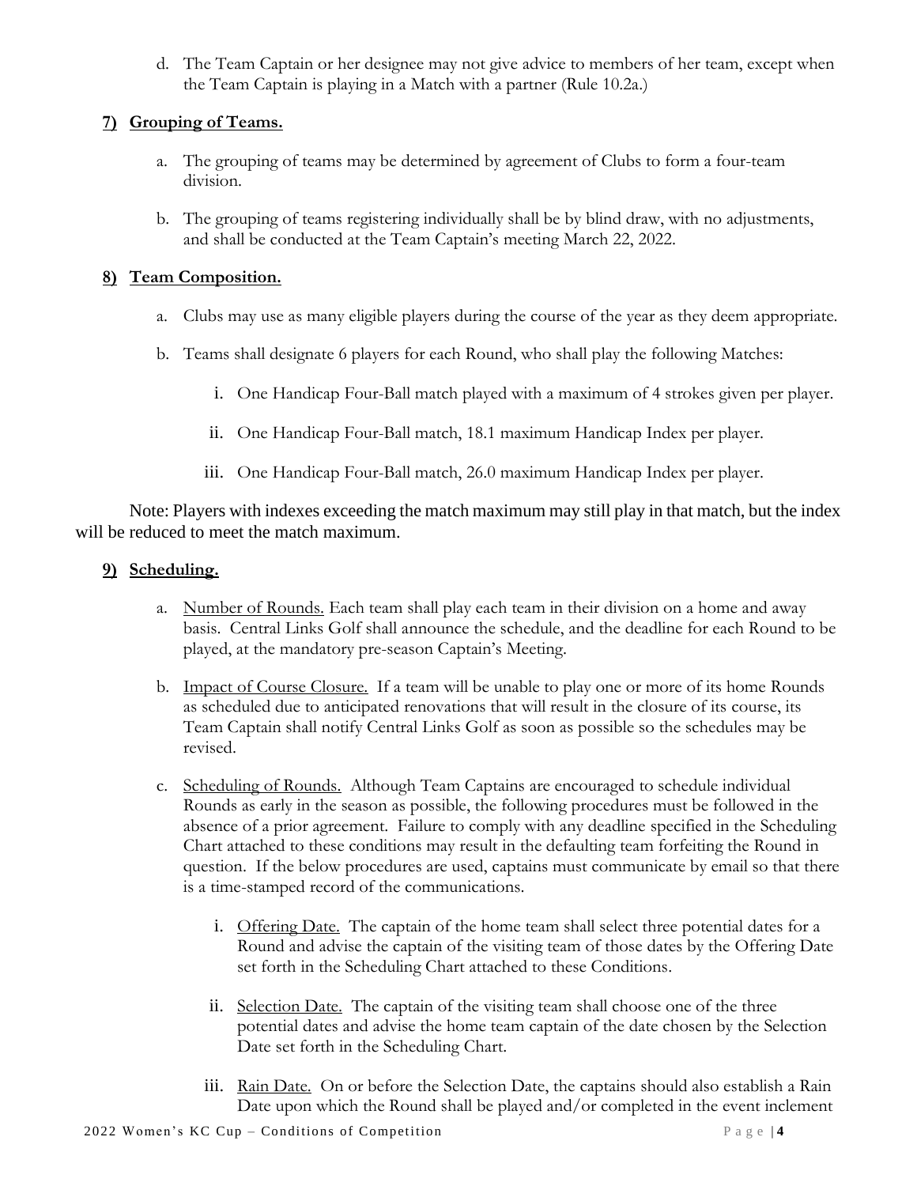d. The Team Captain or her designee may not give advice to members of her team, except when the Team Captain is playing in a Match with a partner (Rule 10.2a.)

## 7) Grouping of Teams.

a. The grouping of teams may be determined by agreement of Clubs to form a four-team division.

b. The grouping of teams registering individually shall be by blind draw, with no adjustments, and shall be conducted at the Team Captain's meeting March 22, 2022.

## 8) Team Composition.

a. Clubs may use as many eligible players during the course of the year as they deem appropriate.

b. Teams shall designate 6 players for each Round, who shall play the following Matches:

   i. One Handicap Four-Ball match played with a maximum of 4 strokes given per player.

   ii. One Handicap Four-Ball match, 18.1 maximum Handicap Index per player.

   iii. One Handicap Four-Ball match, 26.0 maximum Handicap Index per player.

Note: Players with indexes exceeding the match maximum may still play in that match, but the index will be reduced to meet the match maximum.

## 9) Scheduling.

a. Number of Rounds. Each team shall play each team in their division on a home and away basis. Central Links Golf shall announce the schedule, and the deadline for each Round to be played, at the mandatory pre-season Captain's Meeting.

b. Impact of Course Closure. If a team will be unable to play one or more of its home Rounds as scheduled due to anticipated renovations that will result in the closure of its course, its Team Captain shall notify Central Links Golf as soon as possible so the schedules may be revised.

c. Scheduling of Rounds. Although Team Captains are encouraged to schedule individual Rounds as early in the season as possible, the following procedures must be followed in the absence of a prior agreement. Failure to comply with any deadline specified in the Scheduling Chart attached to these conditions may result in the defaulting team forfeiting the Round in question. If the below procedures are used, captains must communicate by email so that there is a time-stamped record of the communications.

   i. Offering Date. The captain of the home team shall select three potential dates for a Round and advise the captain of the visiting team of those dates by the Offering Date set forth in the Scheduling Chart attached to these Conditions.

   ii. Selection Date. The captain of the visiting team shall choose one of the three potential dates and advise the home team captain of the date chosen by the Selection Date set forth in the Scheduling Chart.

   iii. Rain Date. On or before the Selection Date, the captains should also establish a Rain Date upon which the Round shall be played and/or completed in the event inclement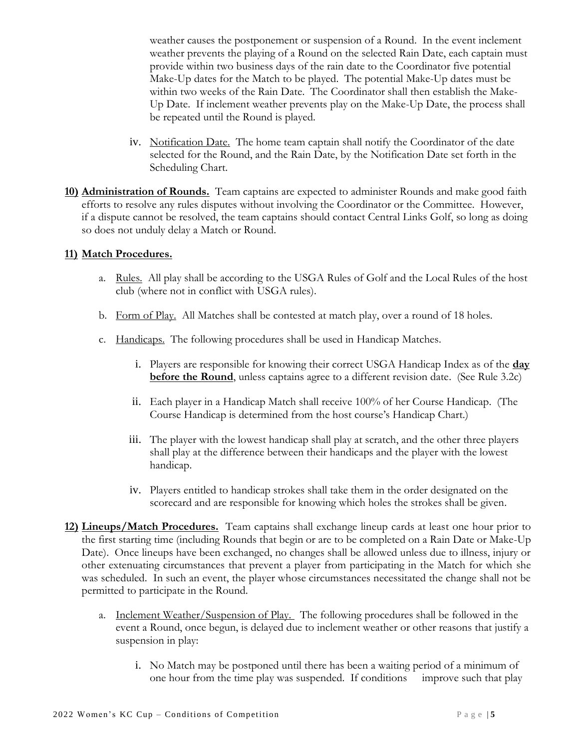weather causes the postponement or suspension of a Round. In the event inclement weather prevents the playing of a Round on the selected Rain Date, each captain must provide within two business days of the rain date to the Coordinator five potential Make-Up dates for the Match to be played. The potential Make-Up dates must be within two weeks of the Rain Date. The Coordinator shall then establish the Make-Up Date. If inclement weather prevents play on the Make-Up Date, the process shall be repeated until the Round is played.

iv. Notification Date. The home team captain shall notify the Coordinator of the date selected for the Round, and the Rain Date, by the Notification Date set forth in the Scheduling Chart.

**10) Administration of Rounds.** Team captains are expected to administer Rounds and make good faith efforts to resolve any rules disputes without involving the Coordinator or the Committee. However, if a dispute cannot be resolved, the team captains should contact Central Links Golf, so long as doing so does not unduly delay a Match or Round.

**11) Match Procedures.**

a. Rules. All play shall be according to the USGA Rules of Golf and the Local Rules of the host club (where not in conflict with USGA rules).

b. Form of Play. All Matches shall be contested at match play, over a round of 18 holes.

c. Handicaps. The following procedures shall be used in Handicap Matches.

i. Players are responsible for knowing their correct USGA Handicap Index as of the **day before the Round**, unless captains agree to a different revision date. (See Rule 3.2c)

ii. Each player in a Handicap Match shall receive 100% of her Course Handicap. (The Course Handicap is determined from the host course's Handicap Chart.)

iii. The player with the lowest handicap shall play at scratch, and the other three players shall play at the difference between their handicaps and the player with the lowest handicap.

iv. Players entitled to handicap strokes shall take them in the order designated on the scorecard and are responsible for knowing which holes the strokes shall be given.

**12) Lineups/Match Procedures.** Team captains shall exchange lineup cards at least one hour prior to the first starting time (including Rounds that begin or are to be completed on a Rain Date or Make-Up Date). Once lineups have been exchanged, no changes shall be allowed unless due to illness, injury or other extenuating circumstances that prevent a player from participating in the Match for which she was scheduled. In such an event, the player whose circumstances necessitated the change shall not be permitted to participate in the Round.

a. Inclement Weather/Suspension of Play. The following procedures shall be followed in the event a Round, once begun, is delayed due to inclement weather or other reasons that justify a suspension in play:

i. No Match may be postponed until there has been a waiting period of a minimum of one hour from the time play was suspended. If conditions improve such that play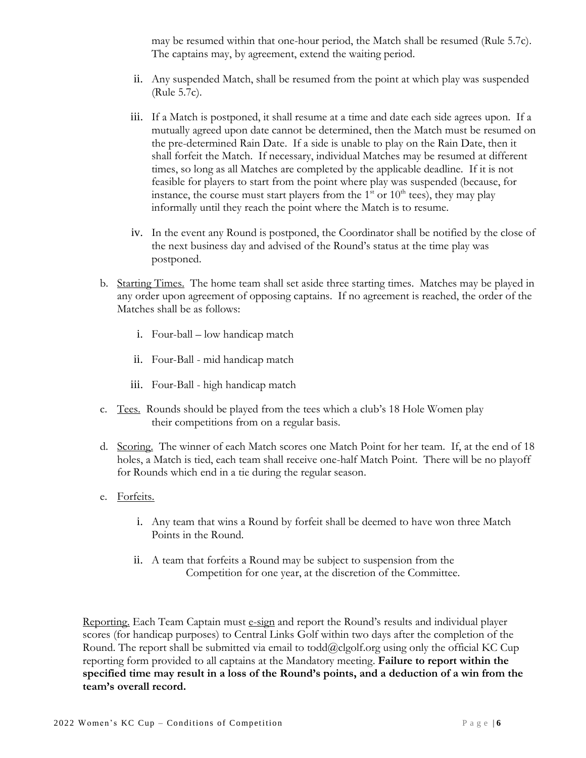may be resumed within that one-hour period, the Match shall be resumed (Rule 5.7c). The captains may, by agreement, extend the waiting period.

ii. Any suspended Match, shall be resumed from the point at which play was suspended (Rule 5.7c).

iii. If a Match is postponed, it shall resume at a time and date each side agrees upon. If a mutually agreed upon date cannot be determined, then the Match must be resumed on the pre-determined Rain Date. If a side is unable to play on the Rain Date, then it shall forfeit the Match. If necessary, individual Matches may be resumed at different times, so long as all Matches are completed by the applicable deadline. If it is not feasible for players to start from the point where play was suspended (because, for instance, the course must start players from the 1st or 10th tees), they may play informally until they reach the point where the Match is to resume.

iv. In the event any Round is postponed, the Coordinator shall be notified by the close of the next business day and advised of the Round's status at the time play was postponed.

b. Starting Times. The home team shall set aside three starting times. Matches may be played in any order upon agreement of opposing captains. If no agreement is reached, the order of the Matches shall be as follows:

   i. Four-ball – low handicap match

   ii. Four-Ball - mid handicap match

   iii. Four-Ball - high handicap match

c. Tees. Rounds should be played from the tees which a club's 18 Hole Women play their competitions from on a regular basis.

d. Scoring. The winner of each Match scores one Match Point for her team. If, at the end of 18 holes, a Match is tied, each team shall receive one-half Match Point. There will be no playoff for Rounds which end in a tie during the regular season.

e. Forfeits.

   i. Any team that wins a Round by forfeit shall be deemed to have won three Match Points in the Round.

   ii. A team that forfeits a Round may be subject to suspension from the Competition for one year, at the discretion of the Committee.

Reporting. Each Team Captain must e-sign and report the Round's results and individual player scores (for handicap purposes) to Central Links Golf within two days after the completion of the Round. The report shall be submitted via email to todd@clgolf.org using only the official KC Cup reporting form provided to all captains at the Mandatory meeting. **Failure to report within the specified time may result in a loss of the Round's points, and a deduction of a win from the team's overall record.**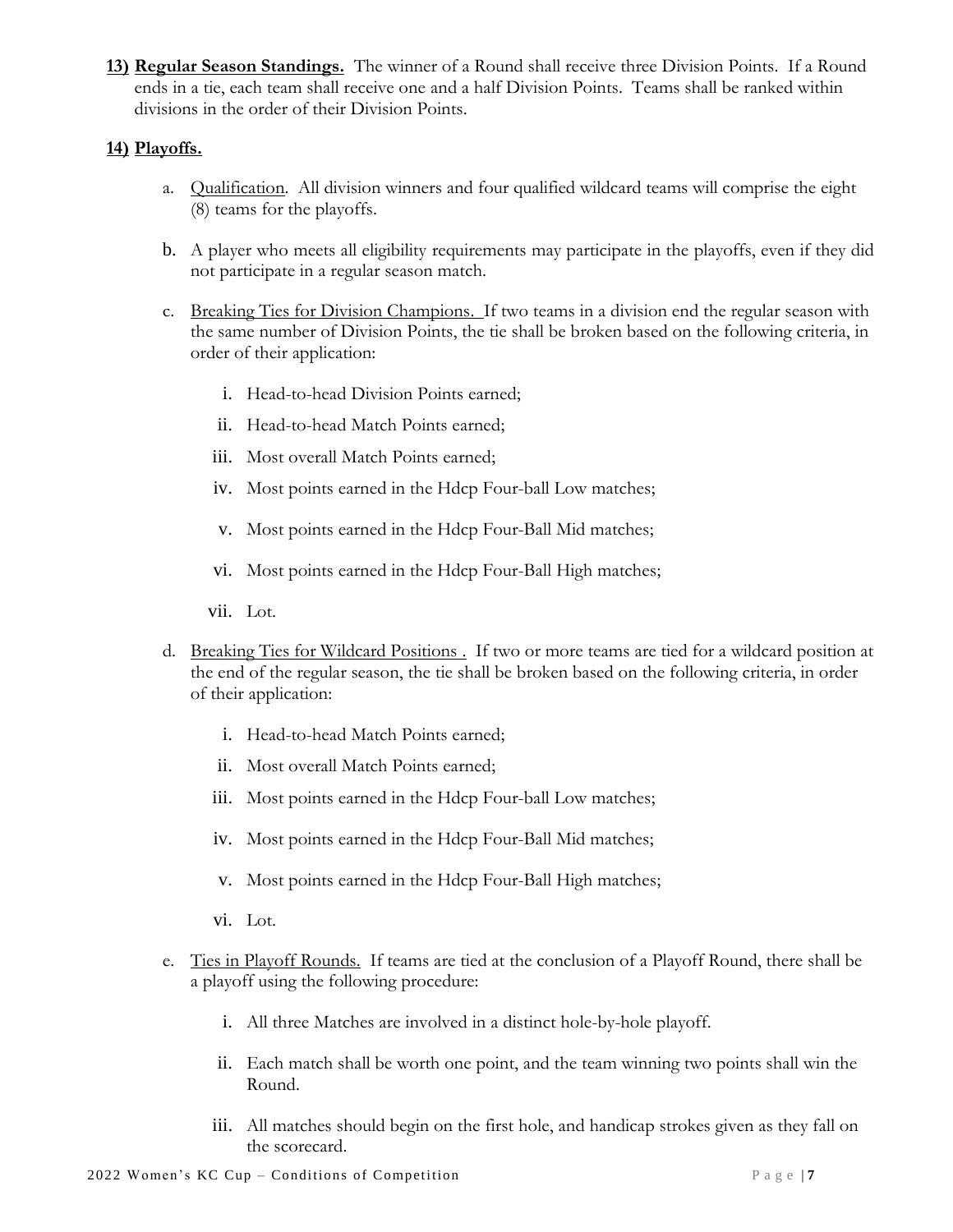**13) Regular Season Standings.** The winner of a Round shall receive three Division Points. If a Round ends in a tie, each team shall receive one and a half Division Points. Teams shall be ranked within divisions in the order of their Division Points.

**14) Playoffs.**

a. Qualification. All division winners and four qualified wildcard teams will comprise the eight (8) teams for the playoffs.

b. A player who meets all eligibility requirements may participate in the playoffs, even if they did not participate in a regular season match.

c. Breaking Ties for Division Champions. If two teams in a division end the regular season with the same number of Division Points, the tie shall be broken based on the following criteria, in order of their application:

   i. Head-to-head Division Points earned;

   ii. Head-to-head Match Points earned;

   iii. Most overall Match Points earned;

   iv. Most points earned in the Hdcp Four-ball Low matches;

   v. Most points earned in the Hdcp Four-Ball Mid matches;

   vi. Most points earned in the Hdcp Four-Ball High matches;

   vii. Lot.

d. Breaking Ties for Wildcard Positions . If two or more teams are tied for a wildcard position at the end of the regular season, the tie shall be broken based on the following criteria, in order of their application:

   i. Head-to-head Match Points earned;

   ii. Most overall Match Points earned;

   iii. Most points earned in the Hdcp Four-ball Low matches;

   iv. Most points earned in the Hdcp Four-Ball Mid matches;

   v. Most points earned in the Hdcp Four-Ball High matches;

   vi. Lot.

e. Ties in Playoff Rounds. If teams are tied at the conclusion of a Playoff Round, there shall be a playoff using the following procedure:

   i. All three Matches are involved in a distinct hole-by-hole playoff.

   ii. Each match shall be worth one point, and the team winning two points shall win the Round.

   iii. All matches should begin on the first hole, and handicap strokes given as they fall on the scorecard.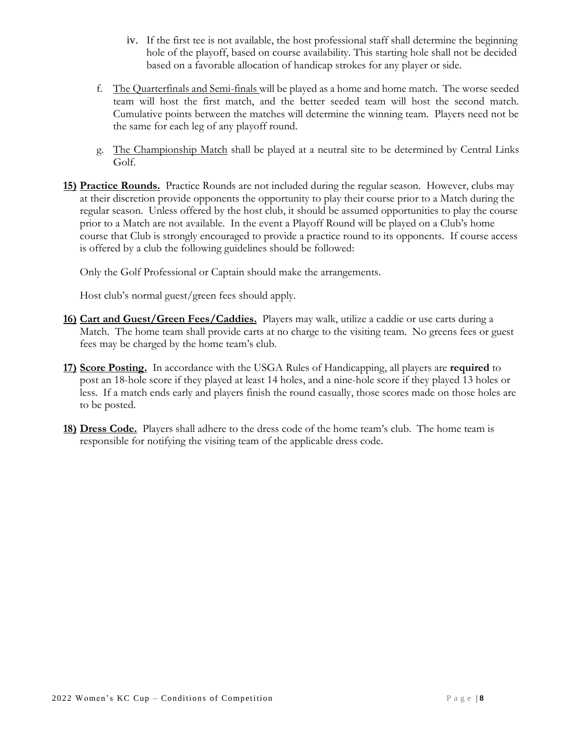iv. If the first tee is not available, the host professional staff shall determine the beginning hole of the playoff, based on course availability. This starting hole shall not be decided based on a favorable allocation of handicap strokes for any player or side.

f. The Quarterfinals and Semi-finals will be played as a home and home match. The worse seeded team will host the first match, and the better seeded team will host the second match. Cumulative points between the matches will determine the winning team. Players need not be the same for each leg of any playoff round.

g. The Championship Match shall be played at a neutral site to be determined by Central Links Golf.

**15) Practice Rounds.** Practice Rounds are not included during the regular season. However, clubs may at their discretion provide opponents the opportunity to play their course prior to a Match during the regular season. Unless offered by the host club, it should be assumed opportunities to play the course prior to a Match are not available. In the event a Playoff Round will be played on a Club's home course that Club is strongly encouraged to provide a practice round to its opponents. If course access is offered by a club the following guidelines should be followed:

Only the Golf Professional or Captain should make the arrangements.

Host club's normal guest/green fees should apply.

**16) Cart and Guest/Green Fees/Caddies.** Players may walk, utilize a caddie or use carts during a Match. The home team shall provide carts at no charge to the visiting team. No greens fees or guest fees may be charged by the home team's club.

**17) Score Posting.** In accordance with the USGA Rules of Handicapping, all players are **required** to post an 18-hole score if they played at least 14 holes, and a nine-hole score if they played 13 holes or less. If a match ends early and players finish the round casually, those scores made on those holes are to be posted.

**18) Dress Code.** Players shall adhere to the dress code of the home team's club. The home team is responsible for notifying the visiting team of the applicable dress code.